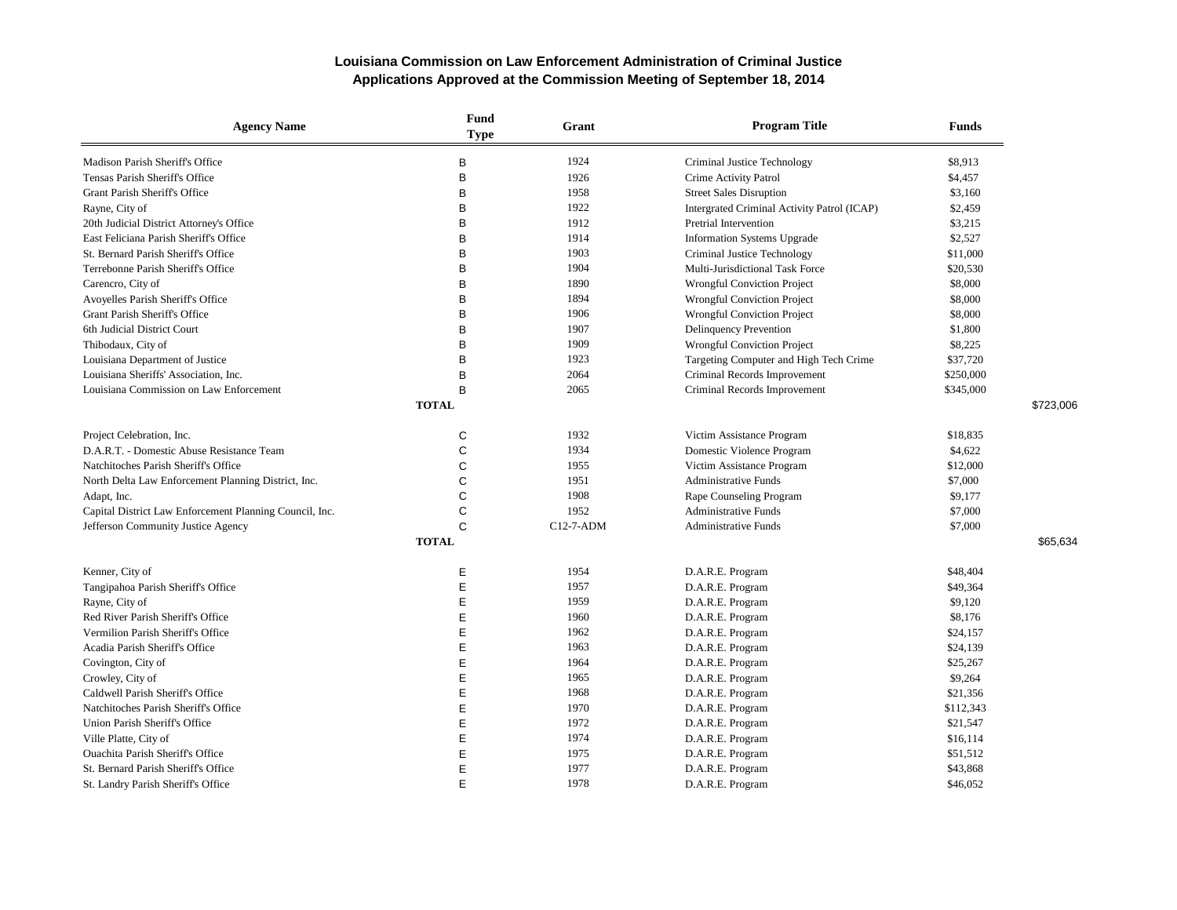# Louisiana Commission on Law Enforcement Administration of Criminal Justice
## Applications Approved at the Commission Meeting of September 18, 2014

| Agency Name | Fund Type | Grant | Program Title | Funds | |
|---|---|---|---|---|---|
| Madison Parish Sheriff's Office | B | 1924 | Criminal Justice Technology | $8,913 | |
| Tensas Parish Sheriff's Office | B | 1926 | Crime Activity Patrol | $4,457 | |
| Grant Parish Sheriff's Office | B | 1958 | Street Sales Disruption | $3,160 | |
| Rayne, City of | B | 1922 | Intergrated Criminal Activity Patrol (ICAP) | $2,459 | |
| 20th Judicial District Attorney's Office | B | 1912 | Pretrial Intervention | $3,215 | |
| East Feliciana Parish Sheriff's Office | B | 1914 | Information Systems Upgrade | $2,527 | |
| St. Bernard Parish Sheriff's Office | B | 1903 | Criminal Justice Technology | $11,000 | |
| Terrebonne Parish Sheriff's Office | B | 1904 | Multi-Jurisdictional Task Force | $20,530 | |
| Carencro, City of | B | 1890 | Wrongful Conviction Project | $8,000 | |
| Avoyelles Parish Sheriff's Office | B | 1894 | Wrongful Conviction Project | $8,000 | |
| Grant Parish Sheriff's Office | B | 1906 | Wrongful Conviction Project | $8,000 | |
| 6th Judicial District Court | B | 1907 | Delinquency Prevention | $1,800 | |
| Thibodaux, City of | B | 1909 | Wrongful Conviction Project | $8,225 | |
| Louisiana Department of Justice | B | 1923 | Targeting Computer and High Tech Crime | $37,720 | |
| Louisiana Sheriffs' Association, Inc. | B | 2064 | Criminal Records Improvement | $250,000 | |
| Louisiana Commission on Law Enforcement | B | 2065 | Criminal Records Improvement | $345,000 | |
| **TOTAL** | | | | | $723,006 |
| Project Celebration, Inc. | C | 1932 | Victim Assistance Program | $18,835 | |
| D.A.R.T. - Domestic Abuse Resistance Team | C | 1934 | Domestic Violence Program | $4,622 | |
| Natchitoches Parish Sheriff's Office | C | 1955 | Victim Assistance Program | $12,000 | |
| North Delta Law Enforcement Planning District, Inc. | C | 1951 | Administrative Funds | $7,000 | |
| Adapt, Inc. | C | 1908 | Rape Counseling Program | $9,177 | |
| Capital District Law Enforcement Planning Council, Inc. | C | 1952 | Administrative Funds | $7,000 | |
| Jefferson Community Justice Agency | C | C12-7-ADM | Administrative Funds | $7,000 | |
| **TOTAL** | | | | | $65,634 |
| Kenner, City of | E | 1954 | D.A.R.E. Program | $48,404 | |
| Tangipahoa Parish Sheriff's Office | E | 1957 | D.A.R.E. Program | $49,364 | |
| Rayne, City of | E | 1959 | D.A.R.E. Program | $9,120 | |
| Red River Parish Sheriff's Office | E | 1960 | D.A.R.E. Program | $8,176 | |
| Vermilion Parish Sheriff's Office | E | 1962 | D.A.R.E. Program | $24,157 | |
| Acadia Parish Sheriff's Office | E | 1963 | D.A.R.E. Program | $24,139 | |
| Covington, City of | E | 1964 | D.A.R.E. Program | $25,267 | |
| Crowley, City of | E | 1965 | D.A.R.E. Program | $9,264 | |
| Caldwell Parish Sheriff's Office | E | 1968 | D.A.R.E. Program | $21,356 | |
| Natchitoches Parish Sheriff's Office | E | 1970 | D.A.R.E. Program | $112,343 | |
| Union Parish Sheriff's Office | E | 1972 | D.A.R.E. Program | $21,547 | |
| Ville Platte, City of | E | 1974 | D.A.R.E. Program | $16,114 | |
| Ouachita Parish Sheriff's Office | E | 1975 | D.A.R.E. Program | $51,512 | |
| St. Bernard Parish Sheriff's Office | E | 1977 | D.A.R.E. Program | $43,868 | |
| St. Landry Parish Sheriff's Office | E | 1978 | D.A.R.E. Program | $46,052 | |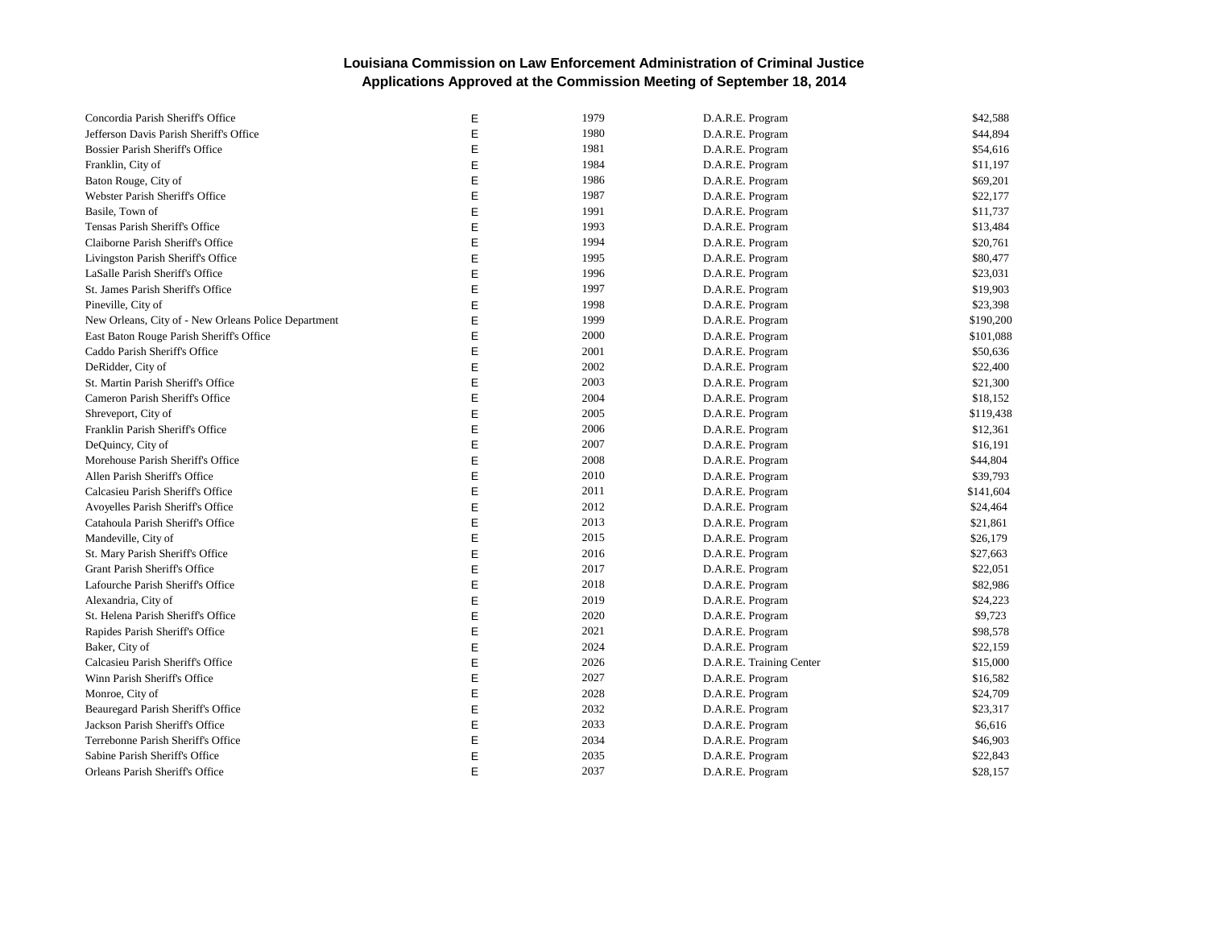**Louisiana Commission on Law Enforcement Administration of Criminal Justice**
**Applications Approved at the Commission Meeting of September 18, 2014**

| | | | | |
|---|---|---|---|---|
| Concordia Parish Sheriff's Office | E | 1979 | D.A.R.E. Program | $42,588 |
| Jefferson Davis Parish Sheriff's Office | E | 1980 | D.A.R.E. Program | $44,894 |
| Bossier Parish Sheriff's Office | E | 1981 | D.A.R.E. Program | $54,616 |
| Franklin, City of | E | 1984 | D.A.R.E. Program | $11,197 |
| Baton Rouge, City of | E | 1986 | D.A.R.E. Program | $69,201 |
| Webster Parish Sheriff's Office | E | 1987 | D.A.R.E. Program | $22,177 |
| Basile, Town of | E | 1991 | D.A.R.E. Program | $11,737 |
| Tensas Parish Sheriff's Office | E | 1993 | D.A.R.E. Program | $13,484 |
| Claiborne Parish Sheriff's Office | E | 1994 | D.A.R.E. Program | $20,761 |
| Livingston Parish Sheriff's Office | E | 1995 | D.A.R.E. Program | $80,477 |
| LaSalle Parish Sheriff's Office | E | 1996 | D.A.R.E. Program | $23,031 |
| St. James Parish Sheriff's Office | E | 1997 | D.A.R.E. Program | $19,903 |
| Pineville, City of | E | 1998 | D.A.R.E. Program | $23,398 |
| New Orleans, City of - New Orleans Police Department | E | 1999 | D.A.R.E. Program | $190,200 |
| East Baton Rouge Parish Sheriff's Office | E | 2000 | D.A.R.E. Program | $101,088 |
| Caddo Parish Sheriff's Office | E | 2001 | D.A.R.E. Program | $50,636 |
| DeRidder, City of | E | 2002 | D.A.R.E. Program | $22,400 |
| St. Martin Parish Sheriff's Office | E | 2003 | D.A.R.E. Program | $21,300 |
| Cameron Parish Sheriff's Office | E | 2004 | D.A.R.E. Program | $18,152 |
| Shreveport, City of | E | 2005 | D.A.R.E. Program | $119,438 |
| Franklin Parish Sheriff's Office | E | 2006 | D.A.R.E. Program | $12,361 |
| DeQuincy, City of | E | 2007 | D.A.R.E. Program | $16,191 |
| Morehouse Parish Sheriff's Office | E | 2008 | D.A.R.E. Program | $44,804 |
| Allen Parish Sheriff's Office | E | 2010 | D.A.R.E. Program | $39,793 |
| Calcasieu Parish Sheriff's Office | E | 2011 | D.A.R.E. Program | $141,604 |
| Avoyelles Parish Sheriff's Office | E | 2012 | D.A.R.E. Program | $24,464 |
| Catahoula Parish Sheriff's Office | E | 2013 | D.A.R.E. Program | $21,861 |
| Mandeville, City of | E | 2015 | D.A.R.E. Program | $26,179 |
| St. Mary Parish Sheriff's Office | E | 2016 | D.A.R.E. Program | $27,663 |
| Grant Parish Sheriff's Office | E | 2017 | D.A.R.E. Program | $22,051 |
| Lafourche Parish Sheriff's Office | E | 2018 | D.A.R.E. Program | $82,986 |
| Alexandria, City of | E | 2019 | D.A.R.E. Program | $24,223 |
| St. Helena Parish Sheriff's Office | E | 2020 | D.A.R.E. Program | $9,723 |
| Rapides Parish Sheriff's Office | E | 2021 | D.A.R.E. Program | $98,578 |
| Baker, City of | E | 2024 | D.A.R.E. Program | $22,159 |
| Calcasieu Parish Sheriff's Office | E | 2026 | D.A.R.E. Training Center | $15,000 |
| Winn Parish Sheriff's Office | E | 2027 | D.A.R.E. Program | $16,582 |
| Monroe, City of | E | 2028 | D.A.R.E. Program | $24,709 |
| Beauregard Parish Sheriff's Office | E | 2032 | D.A.R.E. Program | $23,317 |
| Jackson Parish Sheriff's Office | E | 2033 | D.A.R.E. Program | $6,616 |
| Terrebonne Parish Sheriff's Office | E | 2034 | D.A.R.E. Program | $46,903 |
| Sabine Parish Sheriff's Office | E | 2035 | D.A.R.E. Program | $22,843 |
| Orleans Parish Sheriff's Office | E | 2037 | D.A.R.E. Program | $28,157 |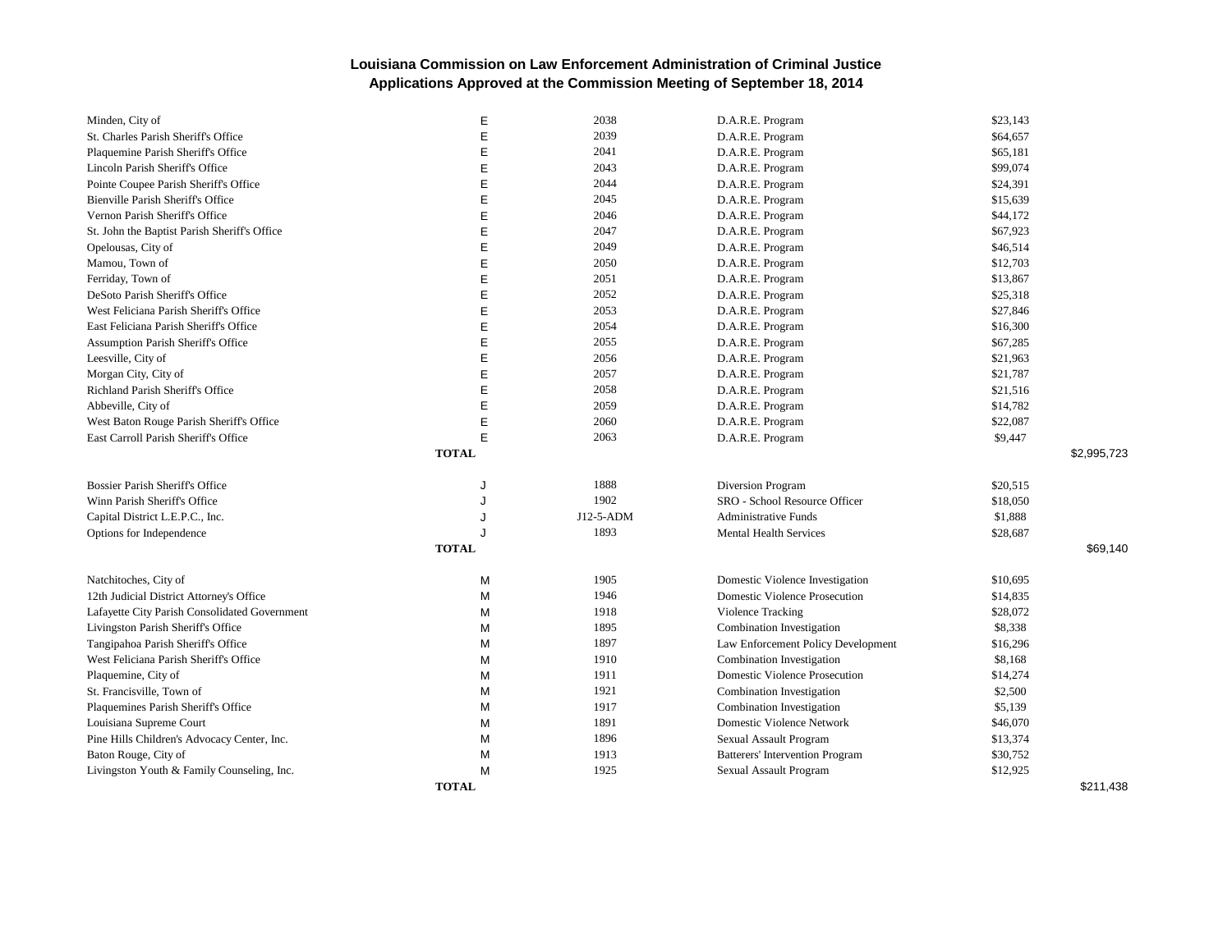### Louisiana Commission on Law Enforcement Administration of Criminal Justice
### Applications Approved at the Commission Meeting of September 18, 2014

| | | | | | |
|---|---|---|---|---|---|
| Minden, City of | E | 2038 | D.A.R.E. Program | $23,143 | |
| St. Charles Parish Sheriff's Office | E | 2039 | D.A.R.E. Program | $64,657 | |
| Plaquemine Parish Sheriff's Office | E | 2041 | D.A.R.E. Program | $65,181 | |
| Lincoln Parish Sheriff's Office | E | 2043 | D.A.R.E. Program | $99,074 | |
| Pointe Coupee Parish Sheriff's Office | E | 2044 | D.A.R.E. Program | $24,391 | |
| Bienville Parish Sheriff's Office | E | 2045 | D.A.R.E. Program | $15,639 | |
| Vernon Parish Sheriff's Office | E | 2046 | D.A.R.E. Program | $44,172 | |
| St. John the Baptist Parish Sheriff's Office | E | 2047 | D.A.R.E. Program | $67,923 | |
| Opelousas, City of | E | 2049 | D.A.R.E. Program | $46,514 | |
| Mamou, Town of | E | 2050 | D.A.R.E. Program | $12,703 | |
| Ferriday, Town of | E | 2051 | D.A.R.E. Program | $13,867 | |
| DeSoto Parish Sheriff's Office | E | 2052 | D.A.R.E. Program | $25,318 | |
| West Feliciana Parish Sheriff's Office | E | 2053 | D.A.R.E. Program | $27,846 | |
| East Feliciana Parish Sheriff's Office | E | 2054 | D.A.R.E. Program | $16,300 | |
| Assumption Parish Sheriff's Office | E | 2055 | D.A.R.E. Program | $67,285 | |
| Leesville, City of | E | 2056 | D.A.R.E. Program | $21,963 | |
| Morgan City, City of | E | 2057 | D.A.R.E. Program | $21,787 | |
| Richland Parish Sheriff's Office | E | 2058 | D.A.R.E. Program | $21,516 | |
| Abbeville, City of | E | 2059 | D.A.R.E. Program | $14,782 | |
| West Baton Rouge Parish Sheriff's Office | E | 2060 | D.A.R.E. Program | $22,087 | |
| East Carroll Parish Sheriff's Office | E | 2063 | D.A.R.E. Program | $9,447 | |
| | **TOTAL** | | | | $2,995,723 |

| | | | | | |
|---|---|---|---|---|---|
| Bossier Parish Sheriff's Office | J | 1888 | Diversion Program | $20,515 | |
| Winn Parish Sheriff's Office | J | 1902 | SRO - School Resource Officer | $18,050 | |
| Capital District L.E.P.C., Inc. | J | J12-5-ADM | Administrative Funds | $1,888 | |
| Options for Independence | J | 1893 | Mental Health Services | $28,687 | |
| | **TOTAL** | | | | $69,140 |

| | | | | | |
|---|---|---|---|---|---|
| Natchitoches, City of | M | 1905 | Domestic Violence Investigation | $10,695 | |
| 12th Judicial District Attorney's Office | M | 1946 | Domestic Violence Prosecution | $14,835 | |
| Lafayette City Parish Consolidated Government | M | 1918 | Violence Tracking | $28,072 | |
| Livingston Parish Sheriff's Office | M | 1895 | Combination Investigation | $8,338 | |
| Tangipahoa Parish Sheriff's Office | M | 1897 | Law Enforcement Policy Development | $16,296 | |
| West Feliciana Parish Sheriff's Office | M | 1910 | Combination Investigation | $8,168 | |
| Plaquemine, City of | M | 1911 | Domestic Violence Prosecution | $14,274 | |
| St. Francisville, Town of | M | 1921 | Combination Investigation | $2,500 | |
| Plaquemines Parish Sheriff's Office | M | 1917 | Combination Investigation | $5,139 | |
| Louisiana Supreme Court | M | 1891 | Domestic Violence Network | $46,070 | |
| Pine Hills Children's Advocacy Center, Inc. | M | 1896 | Sexual Assault Program | $13,374 | |
| Baton Rouge, City of | M | 1913 | Batterers' Intervention Program | $30,752 | |
| Livingston Youth & Family Counseling, Inc. | M | 1925 | Sexual Assault Program | $12,925 | |
| | **TOTAL** | | | | $211,438 |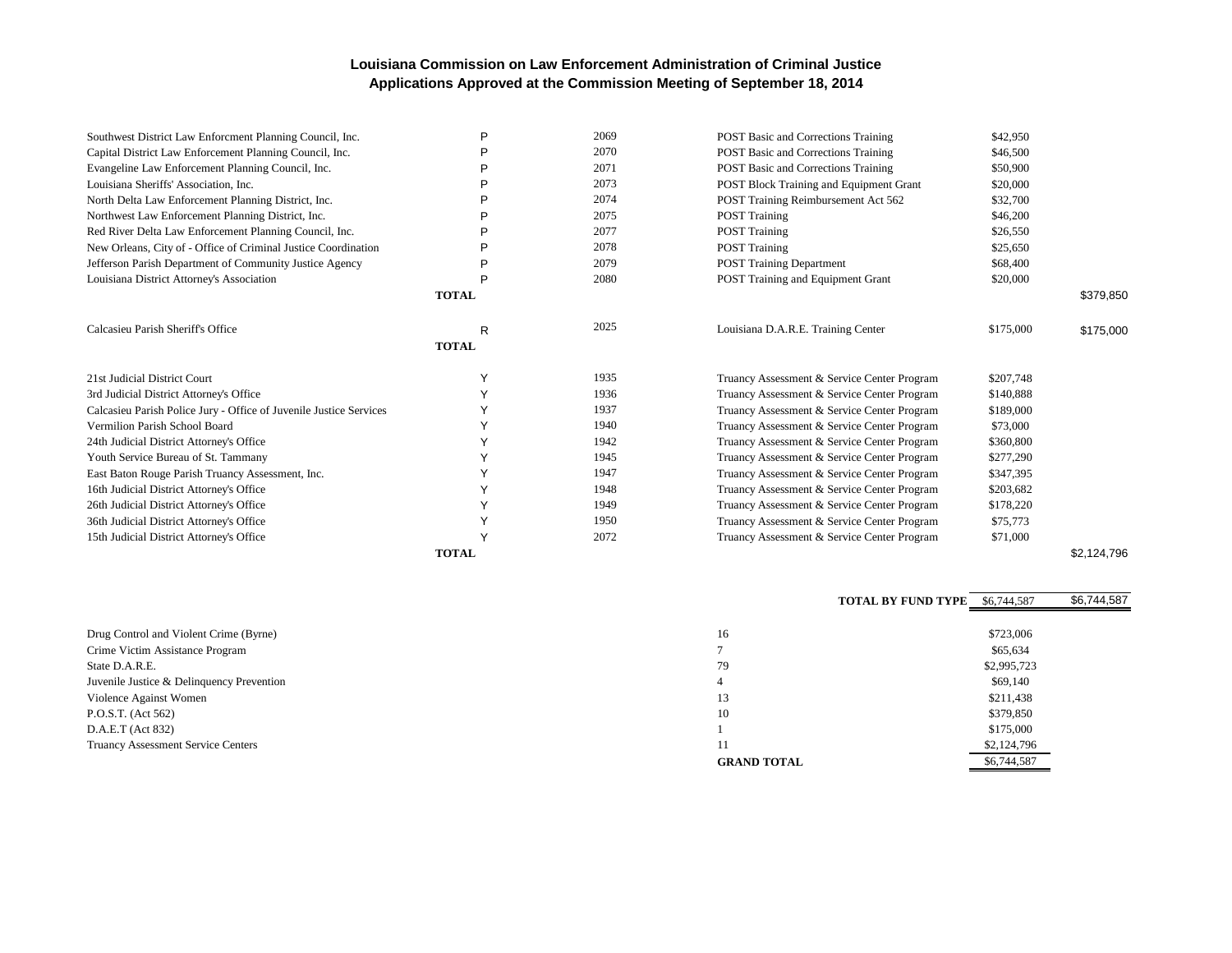## Louisiana Commission on Law Enforcement Administration of Criminal Justice
## Applications Approved at the Commission Meeting of September 18, 2014

| | | | | | |
|---|---|---|---|---|---|
| Southwest District Law Enforcment Planning Council, Inc. | P | 2069 | POST Basic and Corrections Training | $42,950 | |
| Capital District Law Enforcement Planning Council, Inc. | P | 2070 | POST Basic and Corrections Training | $46,500 | |
| Evangeline Law Enforcement Planning Council, Inc. | P | 2071 | POST Basic and Corrections Training | $50,900 | |
| Louisiana Sheriffs' Association, Inc. | P | 2073 | POST Block Training and Equipment Grant | $20,000 | |
| North Delta Law Enforcement Planning District, Inc. | P | 2074 | POST Training Reimbursement Act 562 | $32,700 | |
| Northwest Law Enforcement Planning District, Inc. | P | 2075 | POST Training | $46,200 | |
| Red River Delta Law Enforcement Planning Council, Inc. | P | 2077 | POST Training | $26,550 | |
| New Orleans, City of - Office of Criminal Justice Coordination | P | 2078 | POST Training | $25,650 | |
| Jefferson Parish Department of Community Justice Agency | P | 2079 | POST Training Department | $68,400 | |
| Louisiana District Attorney's Association | P | 2080 | POST Training and Equipment Grant | $20,000 | |
| **TOTAL** | | | | | $379,850 |
| | | | | | |
| Calcasieu Parish Sheriff's Office | R | 2025 | Louisiana D.A.R.E. Training Center | $175,000 | $175,000 |
| **TOTAL** | | | | | |
| | | | | | |
| 21st Judicial District Court | Y | 1935 | Truancy Assessment & Service Center Program | $207,748 | |
| 3rd Judicial District Attorney's Office | Y | 1936 | Truancy Assessment & Service Center Program | $140,888 | |
| Calcasieu Parish Police Jury - Office of Juvenile Justice Services | Y | 1937 | Truancy Assessment & Service Center Program | $189,000 | |
| Vermilion Parish School Board | Y | 1940 | Truancy Assessment & Service Center Program | $73,000 | |
| 24th Judicial District Attorney's Office | Y | 1942 | Truancy Assessment & Service Center Program | $360,800 | |
| Youth Service Bureau of St. Tammany | Y | 1945 | Truancy Assessment & Service Center Program | $277,290 | |
| East Baton Rouge Parish Truancy Assessment, Inc. | Y | 1947 | Truancy Assessment & Service Center Program | $347,395 | |
| 16th Judicial District Attorney's Office | Y | 1948 | Truancy Assessment & Service Center Program | $203,682 | |
| 26th Judicial District Attorney's Office | Y | 1949 | Truancy Assessment & Service Center Program | $178,220 | |
| 36th Judicial District Attorney's Office | Y | 1950 | Truancy Assessment & Service Center Program | $75,773 | |
| 15th Judicial District Attorney's Office | Y | 2072 | Truancy Assessment & Service Center Program | $71,000 | |
| **TOTAL** | | | | | $2,124,796 |
| | | | | | |
| | | | **TOTAL BY FUND TYPE** | $6,744,587 | $6,744,587 |

| | | |
|---|---|---|
| Drug Control and Violent Crime (Byrne) | 16 | $723,006 |
| Crime Victim Assistance Program | 7 | $65,634 |
| State D.A.R.E. | 79 | $2,995,723 |
| Juvenile Justice & Delinquency Prevention | 4 | $69,140 |
| Violence Against Women | 13 | $211,438 |
| P.O.S.T. (Act 562) | 10 | $379,850 |
| D.A.E.T (Act 832) | 1 | $175,000 |
| Truancy Assessment Service Centers | 11 | $2,124,796 |
| | **GRAND TOTAL** | $6,744,587 |